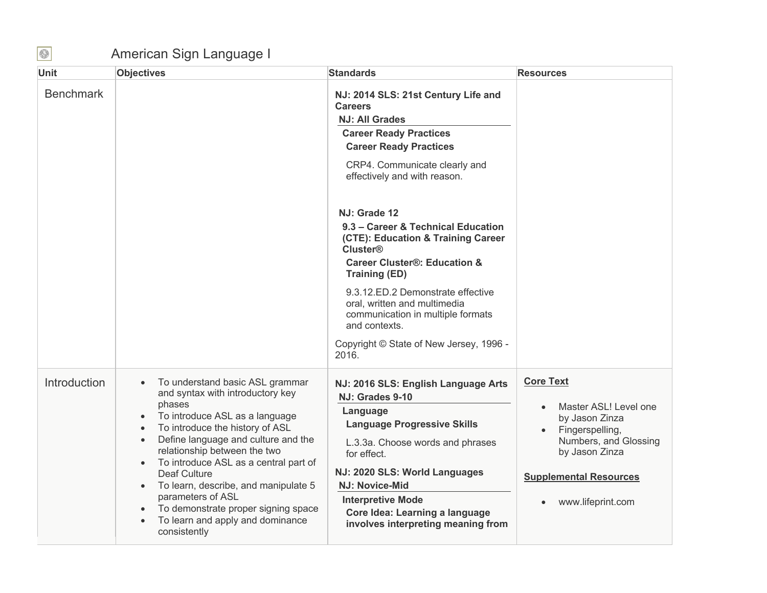# American Sign Language I

| Unit | Objectives | Standards | Resources |
|---|---|---|---|
| Benchmark | | **NJ: 2014 SLS: 21st Century Life and Careers**<br>**NJ: All Grades**<br>**Career Ready Practices**<br>**Career Ready Practices**<br>CRP4. Communicate clearly and effectively and with reason.<br><br>**NJ: Grade 12**<br>**9.3 – Career & Technical Education (CTE): Education & Training Career Cluster®**<br>**Career Cluster®: Education & Training (ED)**<br>9.3.12.ED.2 Demonstrate effective oral, written and multimedia communication in multiple formats and contexts.<br><br>Copyright © State of New Jersey, 1996 - 2016. | |
| Introduction | • To understand basic ASL grammar and syntax with introductory key phases<br>• To introduce ASL as a language<br>• To introduce the history of ASL<br>• Define language and culture and the relationship between the two<br>• To introduce ASL as a central part of Deaf Culture<br>• To learn, describe, and manipulate 5 parameters of ASL<br>• To demonstrate proper signing space<br>• To learn and apply and dominance consistently | **NJ: 2016 SLS: English Language Arts**<br>**NJ: Grades 9-10**<br>**Language**<br>**Language Progressive Skills**<br>L.3.3a. Choose words and phrases for effect.<br>**NJ: 2020 SLS: World Languages**<br>**NJ: Novice-Mid**<br>**Interpretive Mode**<br>**Core Idea: Learning a language involves interpreting meaning from** | **Core Text**<br>• Master ASL! Level one by Jason Zinza<br>• Fingerspelling, Numbers, and Glossing by Jason Zinza<br><br>**Supplemental Resources**<br>• www.lifeprint.com |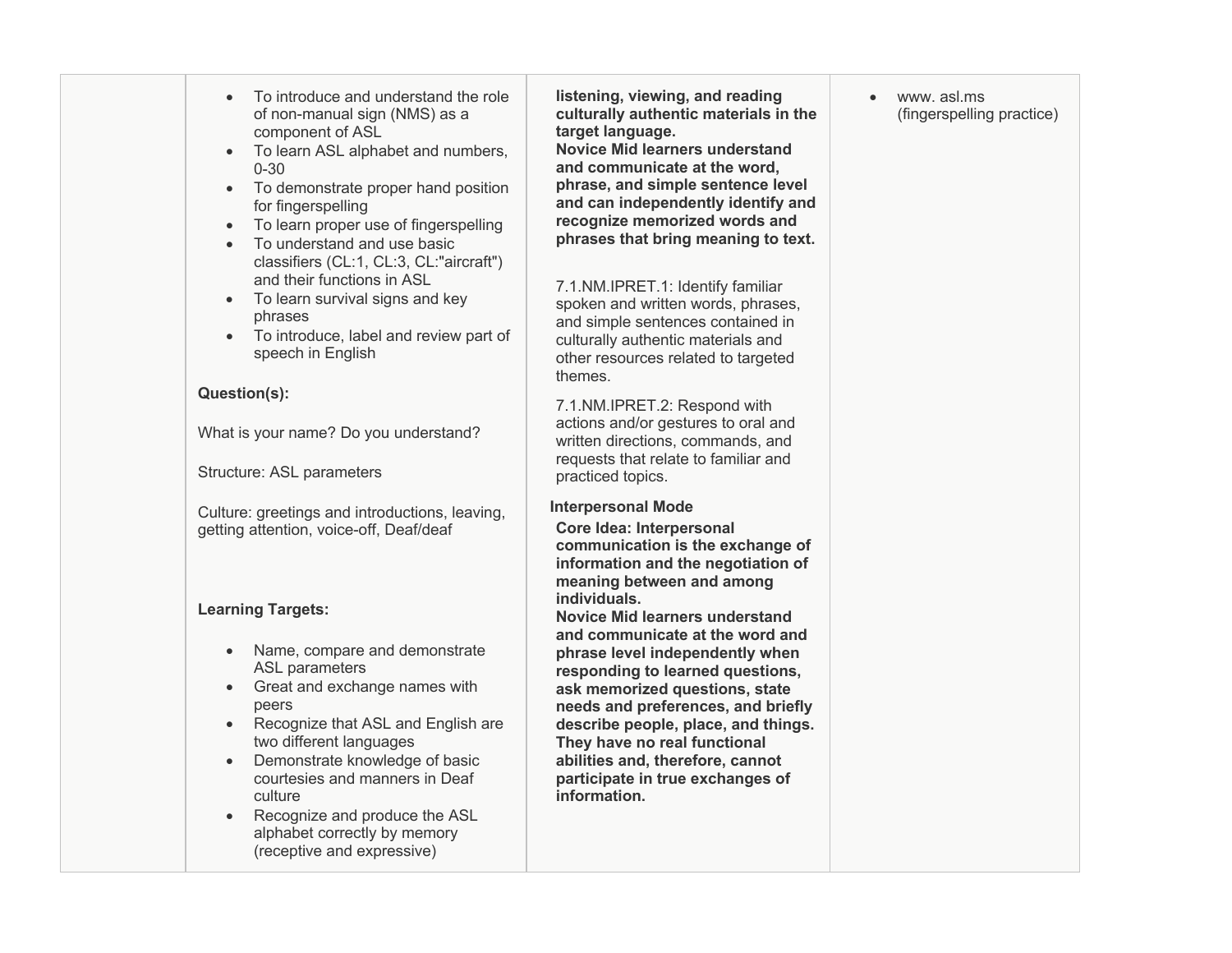| | | | |
|---|---|---|---|
| | • To introduce and understand the role of non-manual sign (NMS) as a component of ASL<br>• To learn ASL alphabet and numbers, 0-30<br>• To demonstrate proper hand position for fingerspelling<br>• To learn proper use of fingerspelling<br>• To understand and use basic classifiers (CL:1, CL:3, CL:"aircraft") and their functions in ASL<br>• To learn survival signs and key phrases<br>• To introduce, label and review part of speech in English<br><br>**Question(s):**<br><br>What is your name? Do you understand?<br><br>Structure: ASL parameters<br><br>Culture: greetings and introductions, leaving, getting attention, voice-off, Deaf/deaf<br><br>**Learning Targets:**<br><br>• Name, compare and demonstrate ASL parameters<br>• Great and exchange names with peers<br>• Recognize that ASL and English are two different languages<br>• Demonstrate knowledge of basic courtesies and manners in Deaf culture<br>• Recognize and produce the ASL alphabet correctly by memory (receptive and expressive) | **listening, viewing, and reading culturally authentic materials in the target language.**<br>**Novice Mid learners understand and communicate at the word, phrase, and simple sentence level and can independently identify and recognize memorized words and phrases that bring meaning to text.**<br><br>7.1.NM.IPRET.1: Identify familiar spoken and written words, phrases, and simple sentences contained in culturally authentic materials and other resources related to targeted themes.<br><br>7.1.NM.IPRET.2: Respond with actions and/or gestures to oral and written directions, commands, and requests that relate to familiar and practiced topics.<br><br>**Interpersonal Mode**<br>**Core Idea: Interpersonal communication is the exchange of information and the negotiation of meaning between and among individuals.**<br>**Novice Mid learners understand and communicate at the word and phrase level independently when responding to learned questions, ask memorized questions, state needs and preferences, and briefly describe people, place, and things. They have no real functional abilities and, therefore, cannot participate in true exchanges of information.** | • www. asl.ms (fingerspelling practice) |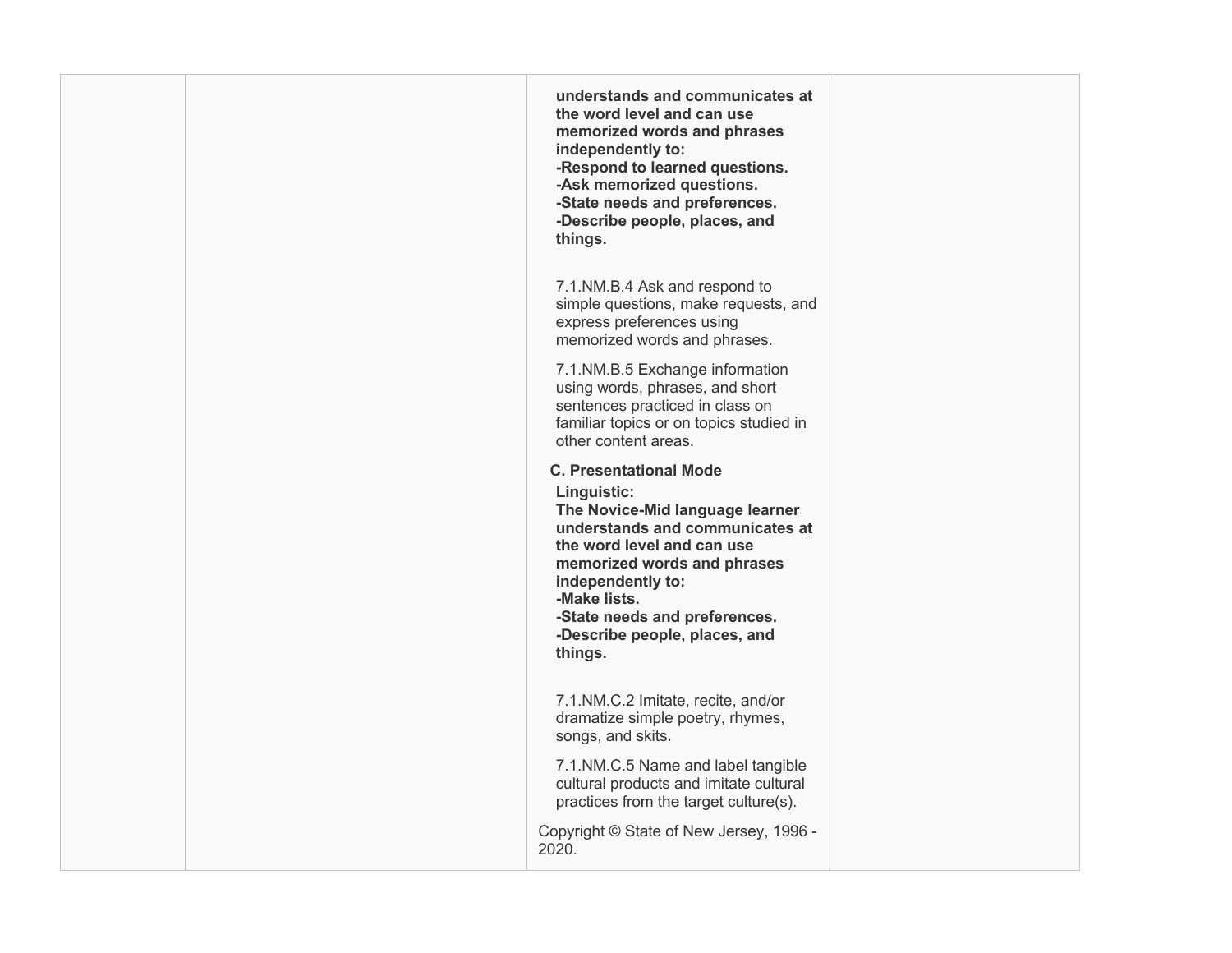| | | | |
|---|---|---|---|
| | | **understands and communicates at the word level and can use memorized words and phrases independently to:**<br>**-Respond to learned questions.**<br>**-Ask memorized questions.**<br>**-State needs and preferences.**<br>**-Describe people, places, and things.**<br><br>7.1.NM.B.4 Ask and respond to simple questions, make requests, and express preferences using memorized words and phrases.<br><br>7.1.NM.B.5 Exchange information using words, phrases, and short sentences practiced in class on familiar topics or on topics studied in other content areas.<br><br>**C. Presentational Mode**<br>**Linguistic:**<br>**The Novice-Mid language learner understands and communicates at the word level and can use memorized words and phrases independently to:**<br>**-Make lists.**<br>**-State needs and preferences.**<br>**-Describe people, places, and things.**<br><br>7.1.NM.C.2 Imitate, recite, and/or dramatize simple poetry, rhymes, songs, and skits.<br><br>7.1.NM.C.5 Name and label tangible cultural products and imitate cultural practices from the target culture(s).<br><br>Copyright © State of New Jersey, 1996 - 2020. | |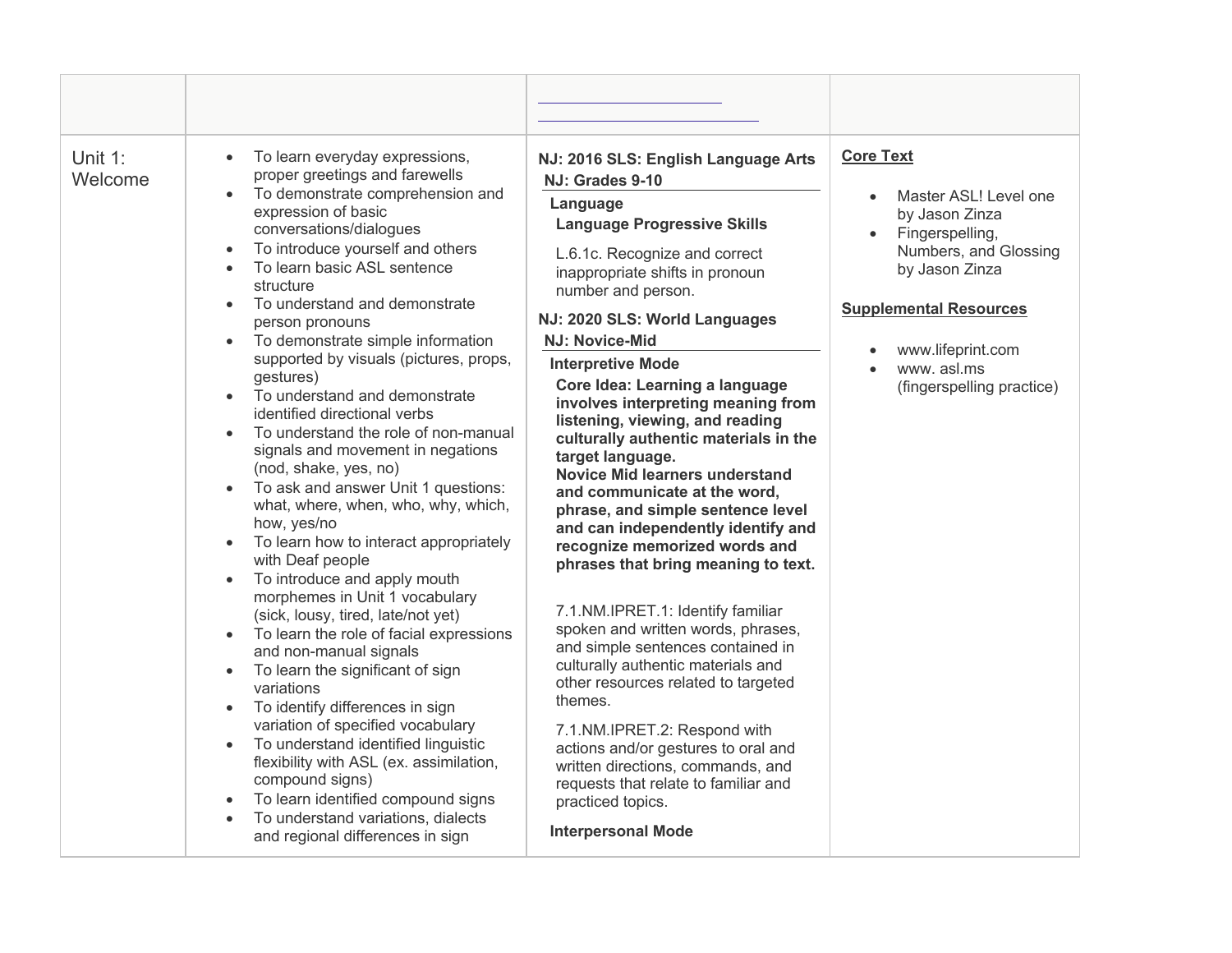| | | | |
|---|---|---|---|
| Unit 1: Welcome | • To learn everyday expressions, proper greetings and farewells<br>• To demonstrate comprehension and expression of basic conversations/dialogues<br>• To introduce yourself and others<br>• To learn basic ASL sentence structure<br>• To understand and demonstrate person pronouns<br>• To demonstrate simple information supported by visuals (pictures, props, gestures)<br>• To understand and demonstrate identified directional verbs<br>• To understand the role of non-manual signals and movement in negations (nod, shake, yes, no)<br>• To ask and answer Unit 1 questions: what, where, when, who, why, which, how, yes/no<br>• To learn how to interact appropriately with Deaf people<br>• To introduce and apply mouth morphemes in Unit 1 vocabulary (sick, lousy, tired, late/not yet)<br>• To learn the role of facial expressions and non-manual signals<br>• To learn the significant of sign variations<br>• To identify differences in sign variation of specified vocabulary<br>• To understand identified linguistic flexibility with ASL (ex. assimilation, compound signs)<br>• To learn identified compound signs<br>• To understand variations, dialects and regional differences in sign | **NJ: 2016 SLS: English Language Arts**<br>**NJ: Grades 9-10**<br>**Language**<br>**Language Progressive Skills**<br>L.6.1c. Recognize and correct inappropriate shifts in pronoun number and person.<br>**NJ: 2020 SLS: World Languages**<br>**NJ: Novice-Mid**<br>**Interpretive Mode**<br>**Core Idea: Learning a language involves interpreting meaning from listening, viewing, and reading culturally authentic materials in the target language.**<br>**Novice Mid learners understand and communicate at the word, phrase, and simple sentence level and can independently identify and recognize memorized words and phrases that bring meaning to text.**<br>7.1.NM.IPRET.1: Identify familiar spoken and written words, phrases, and simple sentences contained in culturally authentic materials and other resources related to targeted themes.<br>7.1.NM.IPRET.2: Respond with actions and/or gestures to oral and written directions, commands, and requests that relate to familiar and practiced topics.<br>**Interpersonal Mode** | **Core Text**<br>• Master ASL! Level one by Jason Zinza<br>• Fingerspelling, Numbers, and Glossing by Jason Zinza<br>**Supplemental Resources**<br>• www.lifeprint.com<br>• www. asl.ms (fingerspelling practice) |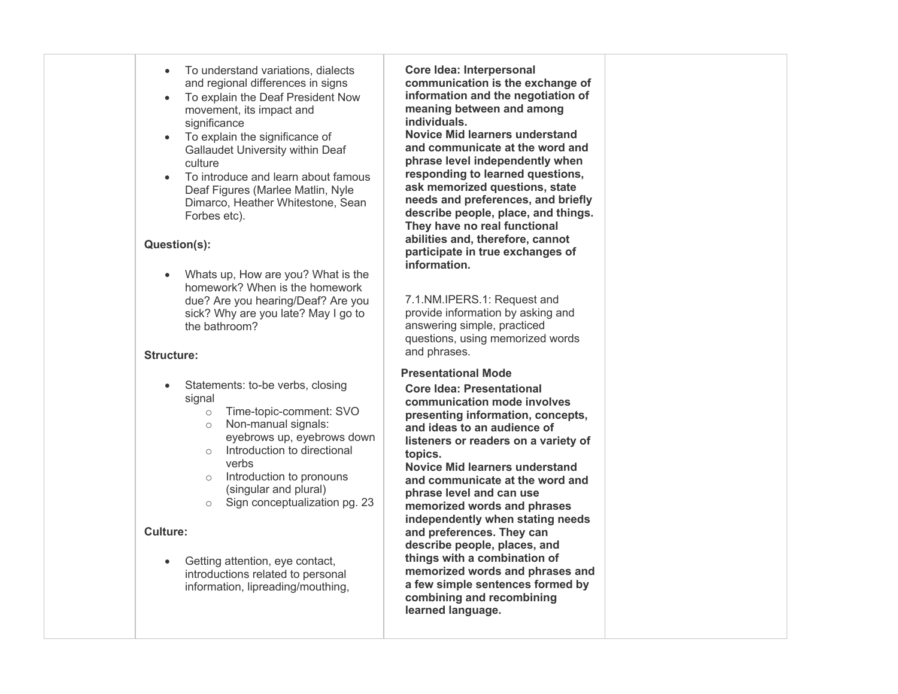| | | | |
|---|---|---|---|
| | <ul><li>To understand variations, dialects and regional differences in signs</li><li>To explain the Deaf President Now movement, its impact and significance</li><li>To explain the significance of Gallaudet University within Deaf culture</li><li>To introduce and learn about famous Deaf Figures (Marlee Matlin, Nyle Dimarco, Heather Whitestone, Sean Forbes etc).</li></ul> **Question(s):** <ul><li>Whats up, How are you? What is the homework? When is the homework due? Are you hearing/Deaf? Are you sick? Why are you late? May I go to the bathroom?</li></ul> **Structure:** <ul><li>Statements: to-be verbs, closing signal<ul><li>Time-topic-comment: SVO</li><li>Non-manual signals: eyebrows up, eyebrows down</li><li>Introduction to directional verbs</li><li>Introduction to pronouns (singular and plural)</li><li>Sign conceptualization pg. 23</li></ul></li></ul> **Culture:** <ul><li>Getting attention, eye contact, introductions related to personal information, lipreading/mouthing,</li></ul> | **Core Idea: Interpersonal communication is the exchange of information and the negotiation of meaning between and among individuals.** **Novice Mid learners understand and communicate at the word and phrase level independently when responding to learned questions, ask memorized questions, state needs and preferences, and briefly describe people, place, and things. They have no real functional abilities and, therefore, cannot participate in true exchanges of information.** <br><br> 7.1.NM.IPERS.1: Request and provide information by asking and answering simple, practiced questions, using memorized words and phrases. <br><br> **Presentational Mode** <br> **Core Idea: Presentational communication mode involves presenting information, concepts, and ideas to an audience of listeners or readers on a variety of topics.** **Novice Mid learners understand and communicate at the word and phrase level and can use memorized words and phrases independently when stating needs and preferences. They can describe people, places, and things with a combination of memorized words and phrases and a few simple sentences formed by combining and recombining learned language.** | |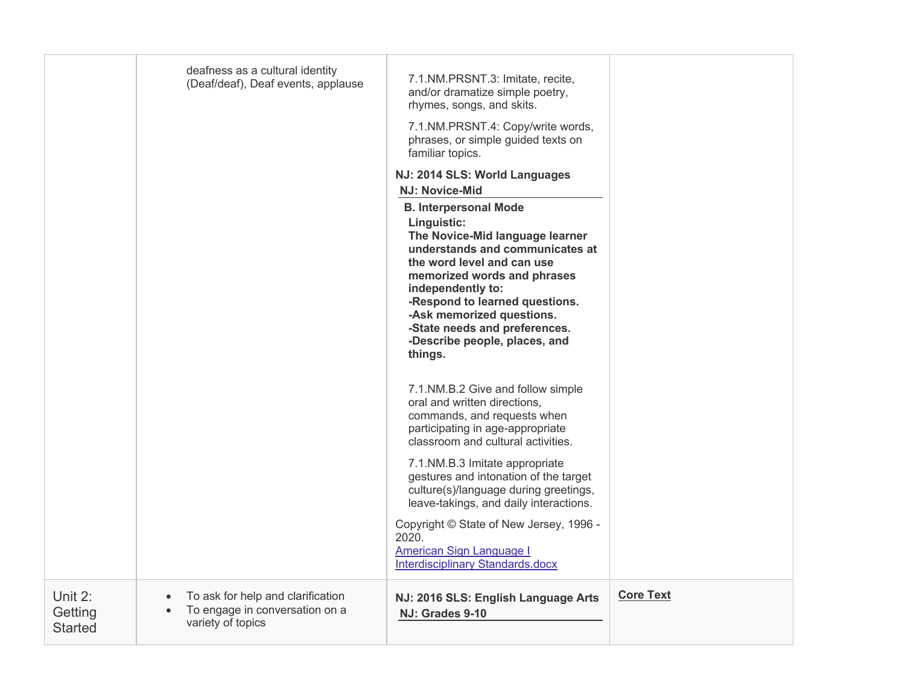| | | | |
|---|---|---|---|
| | deafness as a cultural identity (Deaf/deaf), Deaf events, applause | 7.1.NM.PRSNT.3: Imitate, recite, and/or dramatize simple poetry, rhymes, songs, and skits.<br><br>7.1.NM.PRSNT.4: Copy/write words, phrases, or simple guided texts on familiar topics.<br><br>**NJ: 2014 SLS: World Languages**<br>**NJ: Novice-Mid**<br>**B. Interpersonal Mode**<br>**Linguistic:**<br>**The Novice-Mid language learner understands and communicates at the word level and can use memorized words and phrases independently to:**<br>**-Respond to learned questions.**<br>**-Ask memorized questions.**<br>**-State needs and preferences.**<br>**-Describe people, places, and things.**<br><br>7.1.NM.B.2 Give and follow simple oral and written directions, commands, and requests when participating in age-appropriate classroom and cultural activities.<br><br>7.1.NM.B.3 Imitate appropriate gestures and intonation of the target culture(s)/language during greetings, leave-takings, and daily interactions.<br><br>Copyright © State of New Jersey, 1996 - 2020.<br>American Sign Language I Interdisciplinary Standards.docx | |
| Unit 2: Getting Started | • To ask for help and clarification<br>• To engage in conversation on a variety of topics | **NJ: 2016 SLS: English Language Arts**<br>**NJ: Grades 9-10** | **Core Text** |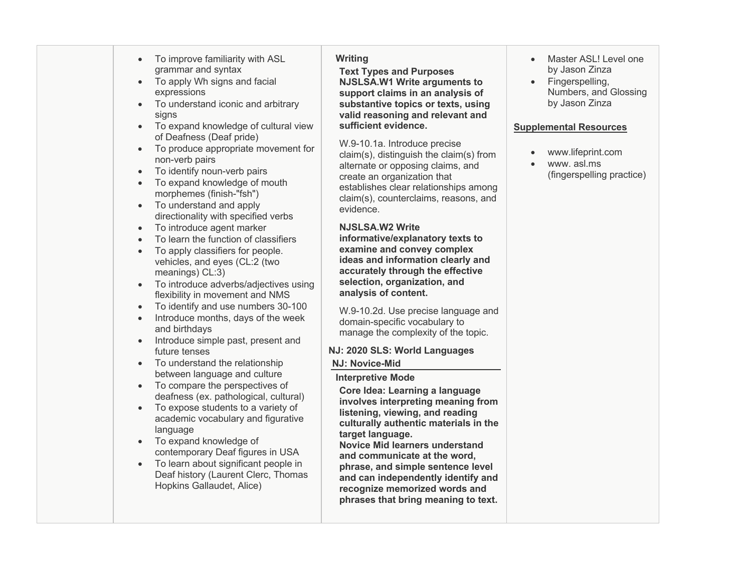| | | | |
|---|---|---|---|
| | • To improve familiarity with ASL grammar and syntax<br>• To apply Wh signs and facial expressions<br>• To understand iconic and arbitrary signs<br>• To expand knowledge of cultural view of Deafness (Deaf pride)<br>• To produce appropriate movement for non-verb pairs<br>• To identify noun-verb pairs<br>• To expand knowledge of mouth morphemes (finish-"fsh")<br>• To understand and apply directionality with specified verbs<br>• To introduce agent marker<br>• To learn the function of classifiers<br>• To apply classifiers for people. vehicles, and eyes (CL:2 (two meanings) CL:3)<br>• To introduce adverbs/adjectives using flexibility in movement and NMS<br>• To identify and use numbers 30-100<br>• Introduce months, days of the week and birthdays<br>• Introduce simple past, present and future tenses<br>• To understand the relationship between language and culture<br>• To compare the perspectives of deafness (ex. pathological, cultural)<br>• To expose students to a variety of academic vocabulary and figurative language<br>• To expand knowledge of contemporary Deaf figures in USA<br>• To learn about significant people in Deaf history (Laurent Clerc, Thomas Hopkins Gallaudet, Alice) | **Writing**<br>**Text Types and Purposes**<br>**NJSLSA.W1 Write arguments to support claims in an analysis of substantive topics or texts, using valid reasoning and relevant and sufficient evidence.**<br><br>W.9-10.1a. Introduce precise claim(s), distinguish the claim(s) from alternate or opposing claims, and create an organization that establishes clear relationships among claim(s), counterclaims, reasons, and evidence.<br><br>**NJSLSA.W2 Write informative/explanatory texts to examine and convey complex ideas and information clearly and accurately through the effective selection, organization, and analysis of content.**<br><br>W.9-10.2d. Use precise language and domain-specific vocabulary to manage the complexity of the topic.<br><br>**NJ: 2020 SLS: World Languages**<br>**NJ: Novice-Mid**<br>**Interpretive Mode**<br>**Core Idea: Learning a language involves interpreting meaning from listening, viewing, and reading culturally authentic materials in the target language.**<br>**Novice Mid learners understand and communicate at the word, phrase, and simple sentence level and can independently identify and recognize memorized words and phrases that bring meaning to text.** | • Master ASL! Level one by Jason Zinza<br>• Fingerspelling, Numbers, and Glossing by Jason Zinza<br><br>**Supplemental Resources**<br><br>• www.lifeprint.com<br>• www. asl.ms (fingerspelling practice) |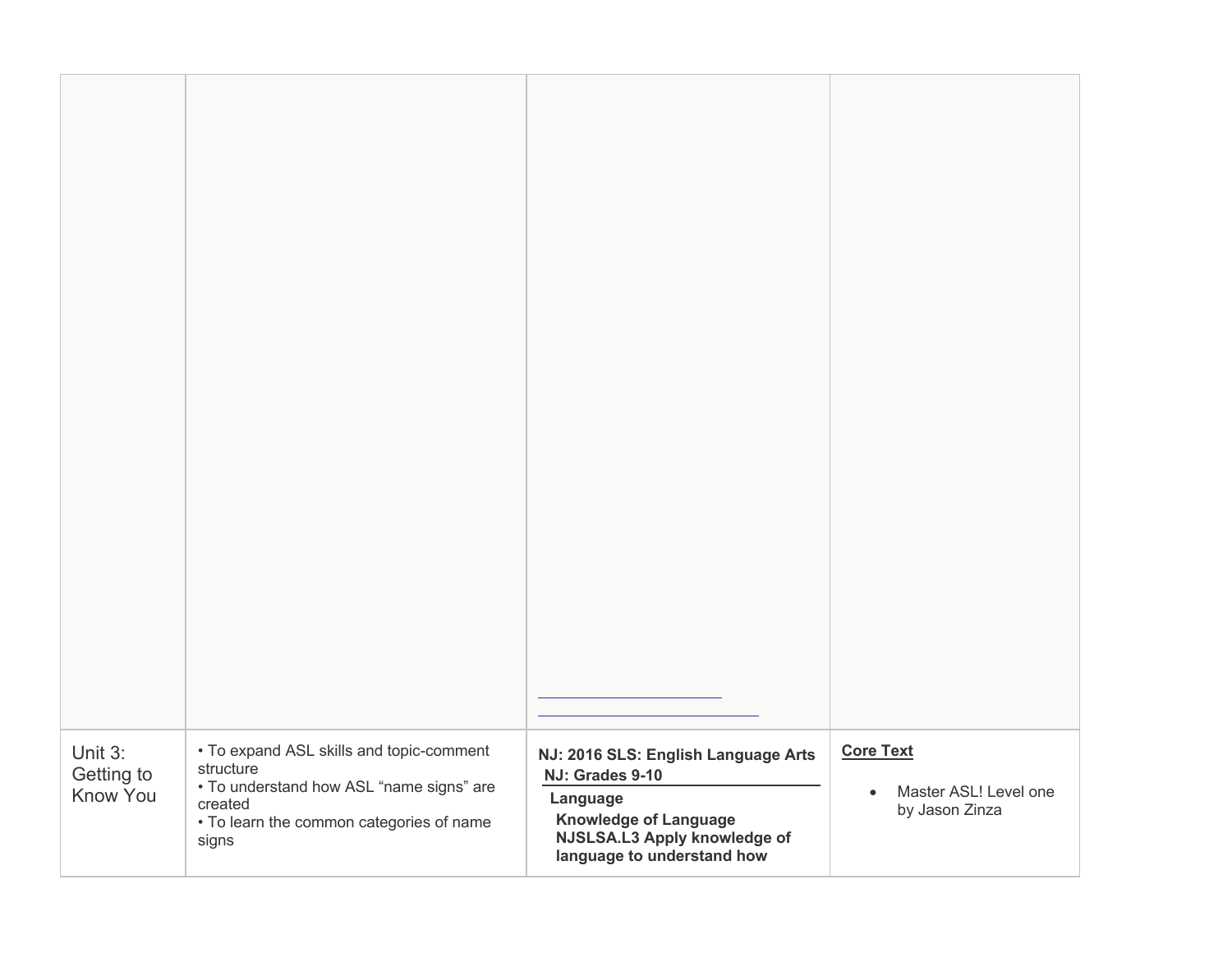| | | | |
|---|---|---|---|
| | | | |
| Unit 3: Getting to Know You | • To expand ASL skills and topic-comment structure<br>• To understand how ASL "name signs" are created<br>• To learn the common categories of name signs | **NJ: 2016 SLS: English Language Arts**<br>**NJ: Grades 9-10**<br>**Language**<br>**Knowledge of Language**<br>**NJSLSA.L3 Apply knowledge of language to understand how** | **Core Text**<br>• Master ASL! Level one by Jason Zinza |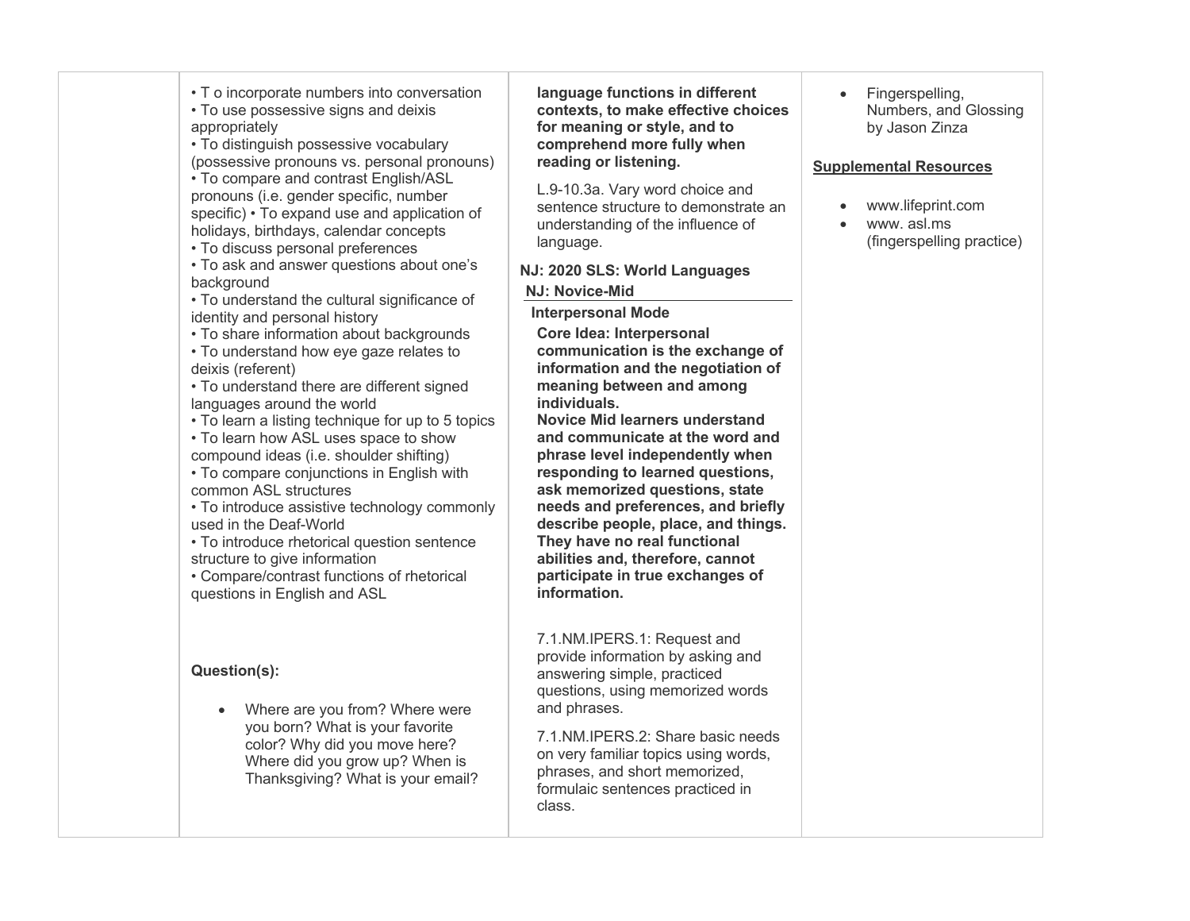| | | | |
|---|---|---|---|
| | • T o incorporate numbers into conversation<br>• To use possessive signs and deixis appropriately<br>• To distinguish possessive vocabulary (possessive pronouns vs. personal pronouns)<br>• To compare and contrast English/ASL pronouns (i.e. gender specific, number specific) • To expand use and application of holidays, birthdays, calendar concepts<br>• To discuss personal preferences<br>• To ask and answer questions about one's background<br>• To understand the cultural significance of identity and personal history<br>• To share information about backgrounds<br>• To understand how eye gaze relates to deixis (referent)<br>• To understand there are different signed languages around the world<br>• To learn a listing technique for up to 5 topics<br>• To learn how ASL uses space to show compound ideas (i.e. shoulder shifting)<br>• To compare conjunctions in English with common ASL structures<br>• To introduce assistive technology commonly used in the Deaf-World<br>• To introduce rhetorical question sentence structure to give information<br>• Compare/contrast functions of rhetorical questions in English and ASL<br><br>**Question(s):**<br><br>• Where are you from? Where were you born? What is your favorite color? Why did you move here? Where did you grow up? When is Thanksgiving? What is your email? | **language functions in different contexts, to make effective choices for meaning or style, and to comprehend more fully when reading or listening.**<br><br>L.9-10.3a. Vary word choice and sentence structure to demonstrate an understanding of the influence of language.<br><br>**NJ: 2020 SLS: World Languages**<br>**NJ: Novice-Mid**<br>**Interpersonal Mode**<br>**Core Idea: Interpersonal communication is the exchange of information and the negotiation of meaning between and among individuals.**<br>**Novice Mid learners understand and communicate at the word and phrase level independently when responding to learned questions, ask memorized questions, state needs and preferences, and briefly describe people, place, and things. They have no real functional abilities and, therefore, cannot participate in true exchanges of information.**<br><br>7.1.NM.IPERS.1: Request and provide information by asking and answering simple, practiced questions, using memorized words and phrases.<br><br>7.1.NM.IPERS.2: Share basic needs on very familiar topics using words, phrases, and short memorized, formulaic sentences practiced in class. | • Fingerspelling, Numbers, and Glossing by Jason Zinza<br><br>**Supplemental Resources**<br><br>• www.lifeprint.com<br>• www. asl.ms (fingerspelling practice) |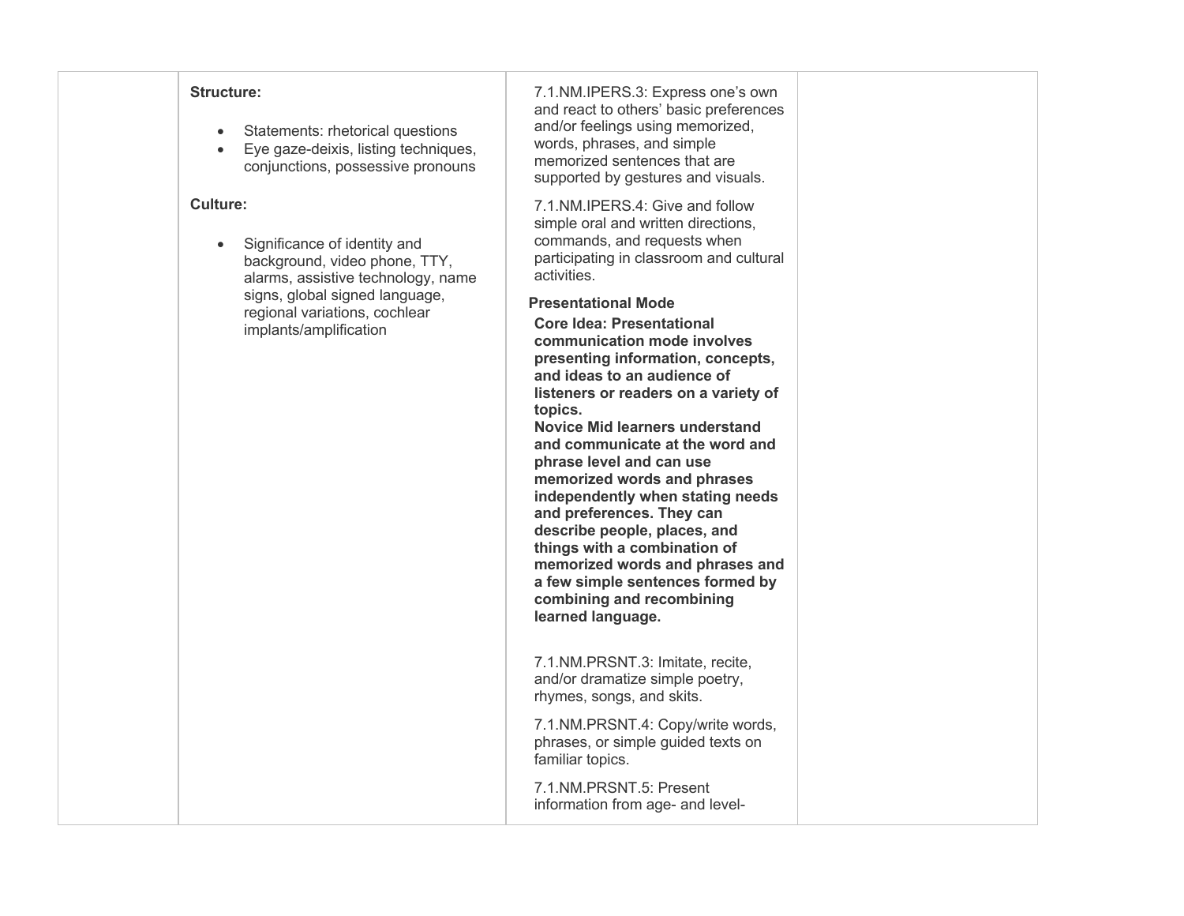| | | | |
|---|---|---|---|
| | **Structure:**<br><br>• Statements: rhetorical questions<br>• Eye gaze-deixis, listing techniques, conjunctions, possessive pronouns<br><br>**Culture:**<br><br>• Significance of identity and background, video phone, TTY, alarms, assistive technology, name signs, global signed language, regional variations, cochlear implants/amplification | 7.1.NM.IPERS.3: Express one's own and react to others' basic preferences and/or feelings using memorized, words, phrases, and simple memorized sentences that are supported by gestures and visuals.<br><br>7.1.NM.IPERS.4: Give and follow simple oral and written directions, commands, and requests when participating in classroom and cultural activities.<br><br>**Presentational Mode**<br>**Core Idea: Presentational communication mode involves presenting information, concepts, and ideas to an audience of listeners or readers on a variety of topics.**<br>**Novice Mid learners understand and communicate at the word and phrase level and can use memorized words and phrases independently when stating needs and preferences. They can describe people, places, and things with a combination of memorized words and phrases and a few simple sentences formed by combining and recombining learned language.**<br><br>7.1.NM.PRSNT.3: Imitate, recite, and/or dramatize simple poetry, rhymes, songs, and skits.<br><br>7.1.NM.PRSNT.4: Copy/write words, phrases, or simple guided texts on familiar topics.<br><br>7.1.NM.PRSNT.5: Present information from age- and level- | |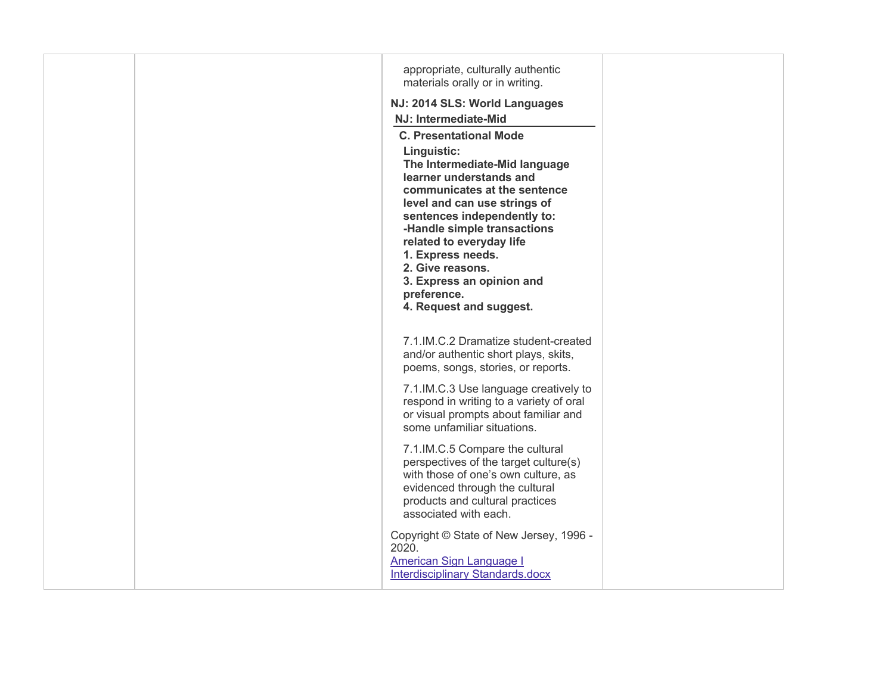| | | | |
|---|---|---|---|
| | | appropriate, culturally authentic materials orally or in writing.<br><br>**NJ: 2014 SLS: World Languages**<br>**NJ: Intermediate-Mid**<br>**C. Presentational Mode**<br>**Linguistic:**<br>**The Intermediate-Mid language learner understands and communicates at the sentence level and can use strings of sentences independently to:**<br>**-Handle simple transactions related to everyday life**<br>**1. Express needs.**<br>**2. Give reasons.**<br>**3. Express an opinion and preference.**<br>**4. Request and suggest.**<br><br>7.1.IM.C.2 Dramatize student-created and/or authentic short plays, skits, poems, songs, stories, or reports.<br><br>7.1.IM.C.3 Use language creatively to respond in writing to a variety of oral or visual prompts about familiar and some unfamiliar situations.<br><br>7.1.IM.C.5 Compare the cultural perspectives of the target culture(s) with those of one's own culture, as evidenced through the cultural products and cultural practices associated with each.<br><br>Copyright © State of New Jersey, 1996 - 2020.<br>American Sign Language I Interdisciplinary Standards.docx | |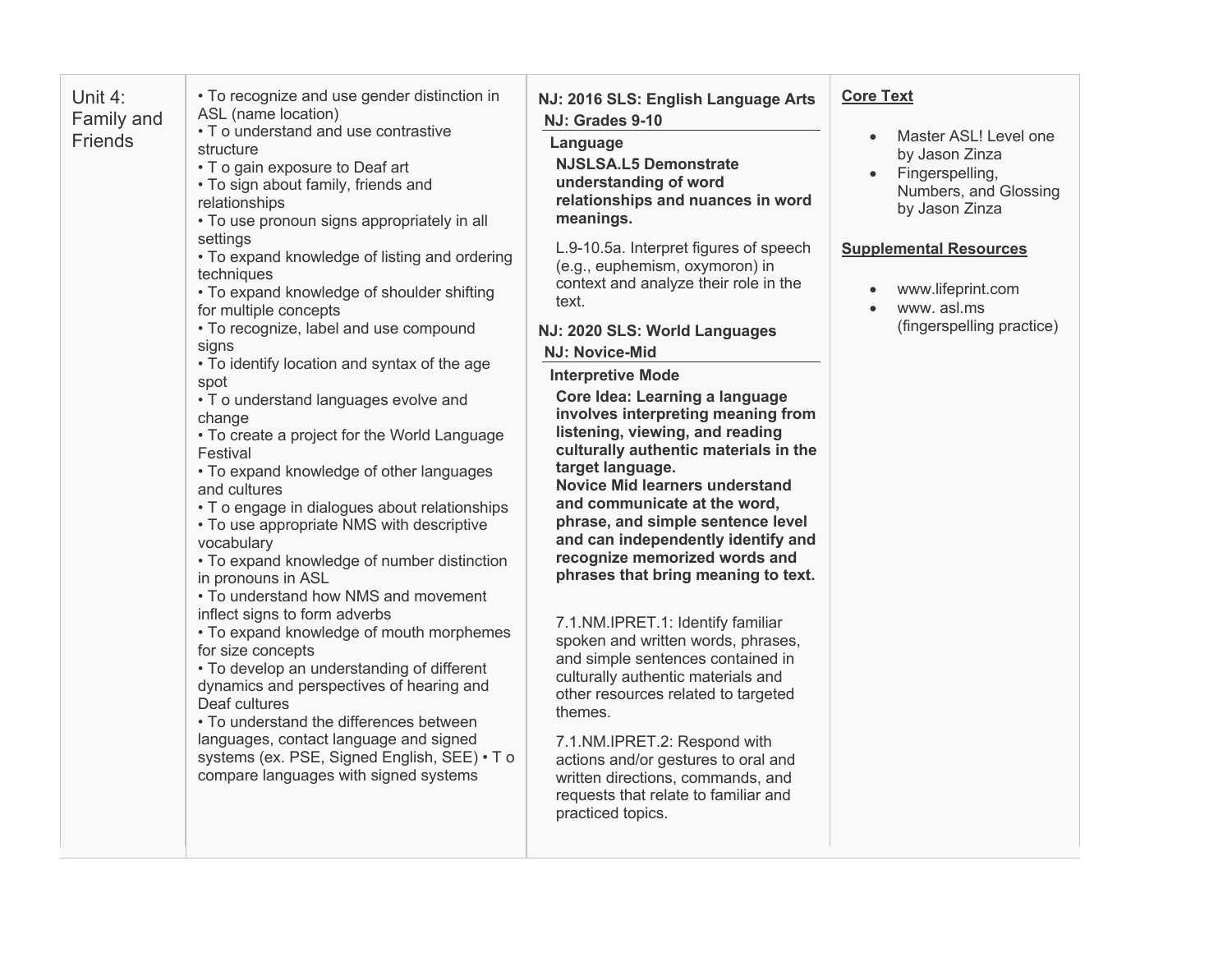| Unit 4: Family and Friends | • To recognize and use gender distinction in ASL (name location)<br>• T o understand and use contrastive structure<br>• T o gain exposure to Deaf art<br>• To sign about family, friends and relationships<br>• To use pronoun signs appropriately in all settings<br>• To expand knowledge of listing and ordering techniques<br>• To expand knowledge of shoulder shifting for multiple concepts<br>• To recognize, label and use compound signs<br>• To identify location and syntax of the age spot<br>• T o understand languages evolve and change<br>• To create a project for the World Language Festival<br>• To expand knowledge of other languages and cultures<br>• T o engage in dialogues about relationships<br>• To use appropriate NMS with descriptive vocabulary<br>• To expand knowledge of number distinction in pronouns in ASL<br>• To understand how NMS and movement inflect signs to form adverbs<br>• To expand knowledge of mouth morphemes for size concepts<br>• To develop an understanding of different dynamics and perspectives of hearing and Deaf cultures<br>• To understand the differences between languages, contact language and signed systems (ex. PSE, Signed English, SEE) • T o compare languages with signed systems | **NJ: 2016 SLS: English Language Arts**<br>**NJ: Grades 9-10**<br>**Language**<br>**NJSLSA.L5 Demonstrate understanding of word relationships and nuances in word meanings.**<br>L.9-10.5a. Interpret figures of speech (e.g., euphemism, oxymoron) in context and analyze their role in the text.<br>**NJ: 2020 SLS: World Languages**<br>**NJ: Novice-Mid**<br>**Interpretive Mode**<br>**Core Idea: Learning a language involves interpreting meaning from listening, viewing, and reading culturally authentic materials in the target language.**<br>**Novice Mid learners understand and communicate at the word, phrase, and simple sentence level and can independently identify and recognize memorized words and phrases that bring meaning to text.**<br>7.1.NM.IPRET.1: Identify familiar spoken and written words, phrases, and simple sentences contained in culturally authentic materials and other resources related to targeted themes.<br>7.1.NM.IPRET.2: Respond with actions and/or gestures to oral and written directions, commands, and requests that relate to familiar and practiced topics. | **Core Text**<br>• Master ASL! Level one by Jason Zinza<br>• Fingerspelling, Numbers, and Glossing by Jason Zinza<br>**Supplemental Resources**<br>• www.lifeprint.com<br>• www. asl.ms (fingerspelling practice) |
|---|---|---|---|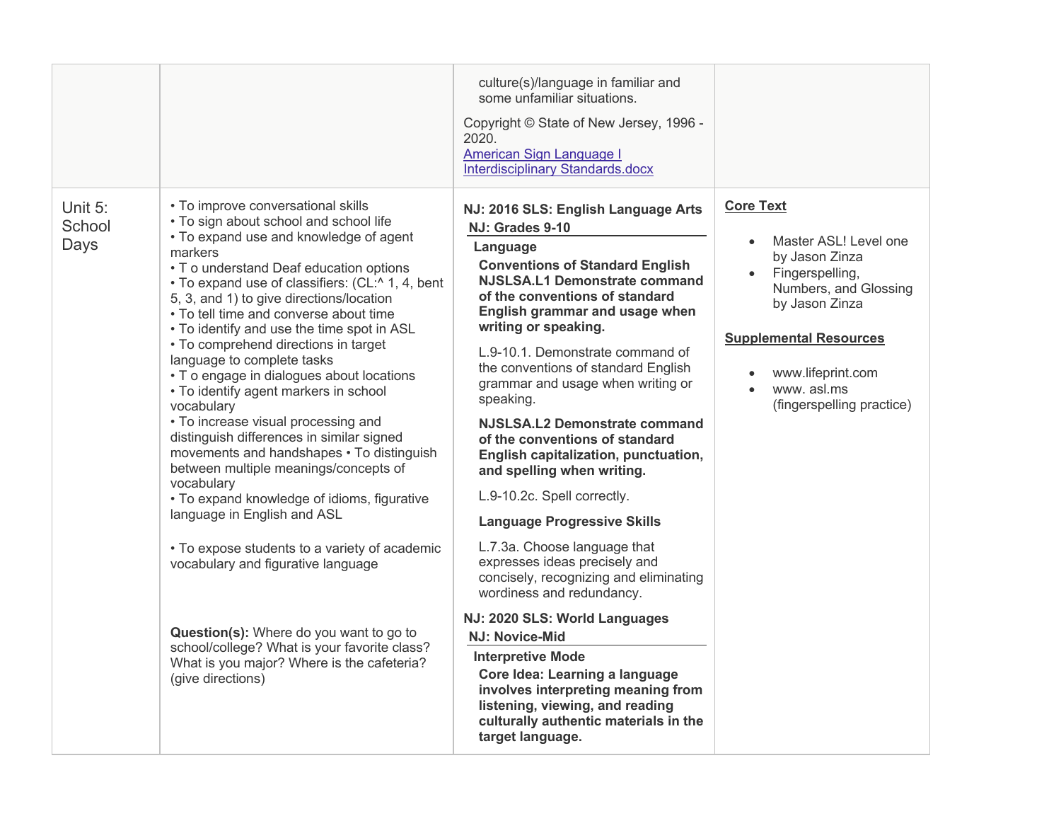| | | | |
|---|---|---|---|
| | | culture(s)/language in familiar and some unfamiliar situations.<br><br>Copyright © State of New Jersey, 1996 - 2020.<br>[American Sign Language I Interdisciplinary Standards.docx]() | |
| Unit 5: School Days | • To improve conversational skills<br>• To sign about school and school life<br>• To expand use and knowledge of agent markers<br>• T o understand Deaf education options<br>• To expand use of classifiers: (CL:^ 1, 4, bent 5, 3, and 1) to give directions/location<br>• To tell time and converse about time<br>• To identify and use the time spot in ASL<br>• To comprehend directions in target language to complete tasks<br>• T o engage in dialogues about locations<br>• To identify agent markers in school vocabulary<br>• To increase visual processing and distinguish differences in similar signed movements and handshapes • To distinguish between multiple meanings/concepts of vocabulary<br>• To expand knowledge of idioms, figurative language in English and ASL<br><br>• To expose students to a variety of academic vocabulary and figurative language<br><br>**Question(s):** Where do you want to go to school/college? What is your favorite class? What is you major? Where is the cafeteria? (give directions) | **NJ: 2016 SLS: English Language Arts**<br>**NJ: Grades 9-10**<br>**Language**<br>**Conventions of Standard English**<br>**NJSLSA.L1 Demonstrate command of the conventions of standard English grammar and usage when writing or speaking.**<br><br>L.9-10.1. Demonstrate command of the conventions of standard English grammar and usage when writing or speaking.<br><br>**NJSLSA.L2 Demonstrate command of the conventions of standard English capitalization, punctuation, and spelling when writing.**<br><br>L.9-10.2c. Spell correctly.<br><br>**Language Progressive Skills**<br><br>L.7.3a. Choose language that expresses ideas precisely and concisely, recognizing and eliminating wordiness and redundancy.<br><br>**NJ: 2020 SLS: World Languages**<br>**NJ: Novice-Mid**<br>**Interpretive Mode**<br>**Core Idea: Learning a language involves interpreting meaning from listening, viewing, and reading culturally authentic materials in the target language.** | **Core Text**<br><br>• Master ASL! Level one by Jason Zinza<br>• Fingerspelling, Numbers, and Glossing by Jason Zinza<br><br>**Supplemental Resources**<br><br>• www.lifeprint.com<br>• www. asl.ms (fingerspelling practice) |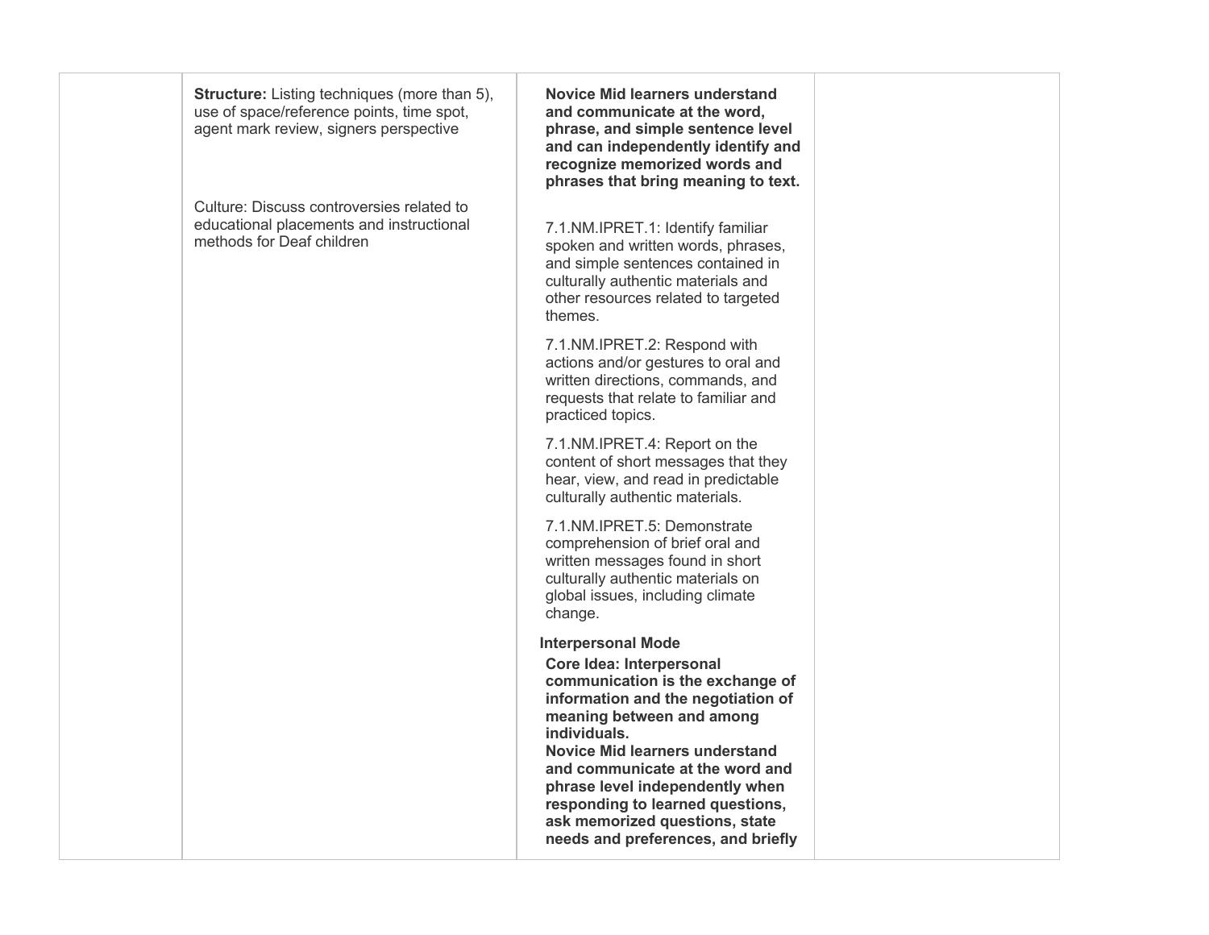| | | | |
|---|---|---|---|
| | **Structure:** Listing techniques (more than 5), use of space/reference points, time spot, agent mark review, signers perspective<br><br>Culture: Discuss controversies related to educational placements and instructional methods for Deaf children | **Novice Mid learners understand and communicate at the word, phrase, and simple sentence level and can independently identify and recognize memorized words and phrases that bring meaning to text.**<br><br>7.1.NM.IPRET.1: Identify familiar spoken and written words, phrases, and simple sentences contained in culturally authentic materials and other resources related to targeted themes.<br><br>7.1.NM.IPRET.2: Respond with actions and/or gestures to oral and written directions, commands, and requests that relate to familiar and practiced topics.<br><br>7.1.NM.IPRET.4: Report on the content of short messages that they hear, view, and read in predictable culturally authentic materials.<br><br>7.1.NM.IPRET.5: Demonstrate comprehension of brief oral and written messages found in short culturally authentic materials on global issues, including climate change.<br><br>**Interpersonal Mode**<br>**Core Idea: Interpersonal communication is the exchange of information and the negotiation of meaning between and among individuals.**<br>**Novice Mid learners understand and communicate at the word and phrase level independently when responding to learned questions, ask memorized questions, state needs and preferences, and briefly** | |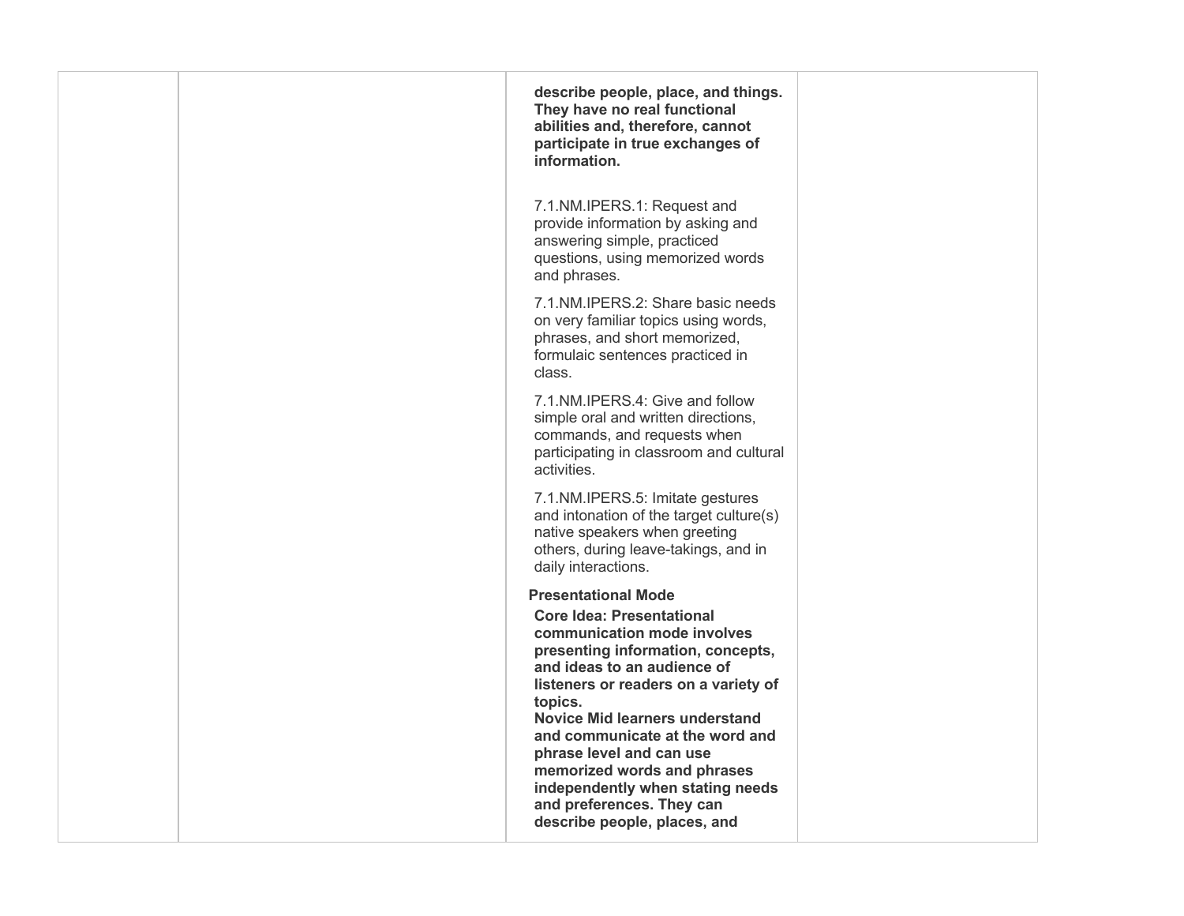| | | describe people, place, and things. They have no real functional abilities and, therefore, cannot participate in true exchanges of information.<br><br>7.1.NM.IPERS.1: Request and provide information by asking and answering simple, practiced questions, using memorized words and phrases.<br><br>7.1.NM.IPERS.2: Share basic needs on very familiar topics using words, phrases, and short memorized, formulaic sentences practiced in class.<br><br>7.1.NM.IPERS.4: Give and follow simple oral and written directions, commands, and requests when participating in classroom and cultural activities.<br><br>7.1.NM.IPERS.5: Imitate gestures and intonation of the target culture(s) native speakers when greeting others, during leave-takings, and in daily interactions.<br><br>**Presentational Mode**<br>**Core Idea: Presentational communication mode involves presenting information, concepts, and ideas to an audience of listeners or readers on a variety of topics.**<br>**Novice Mid learners understand and communicate at the word and phrase level and can use memorized words and phrases independently when stating needs and preferences. They can describe people, places, and** | |
|---|---|---|---|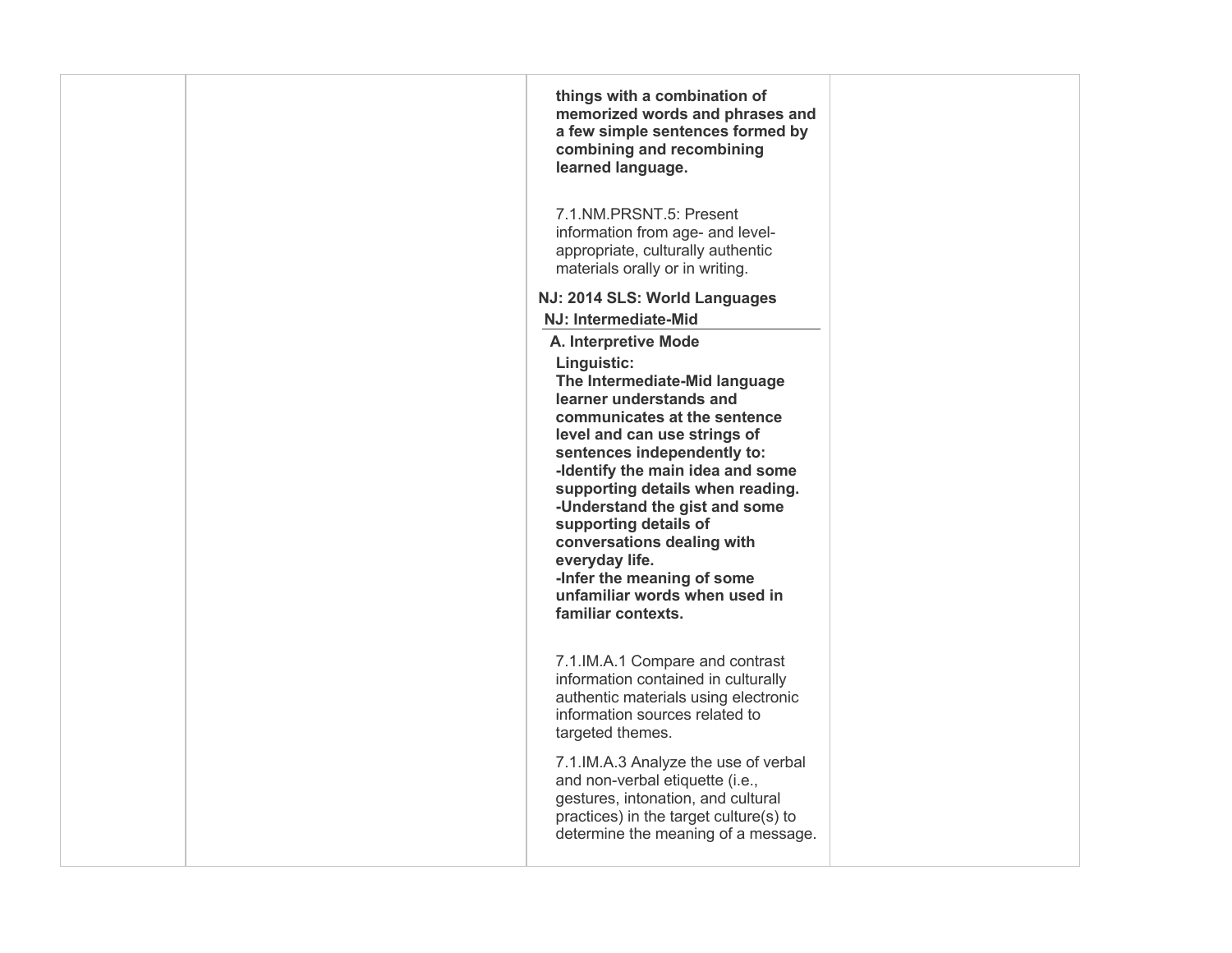| | | | |
|---|---|---|---|
| | | **things with a combination of memorized words and phrases and a few simple sentences formed by combining and recombining learned language.**<br><br>7.1.NM.PRSNT.5: Present information from age- and level-appropriate, culturally authentic materials orally or in writing.<br><br>**NJ: 2014 SLS: World Languages**<br>**NJ: Intermediate-Mid**<br>**A. Interpretive Mode**<br>**Linguistic:**<br>**The Intermediate-Mid language learner understands and communicates at the sentence level and can use strings of sentences independently to:**<br>**-Identify the main idea and some supporting details when reading.**<br>**-Understand the gist and some supporting details of conversations dealing with everyday life.**<br>**-Infer the meaning of some unfamiliar words when used in familiar contexts.**<br><br>7.1.IM.A.1 Compare and contrast information contained in culturally authentic materials using electronic information sources related to targeted themes.<br><br>7.1.IM.A.3 Analyze the use of verbal and non-verbal etiquette (i.e., gestures, intonation, and cultural practices) in the target culture(s) to determine the meaning of a message. | |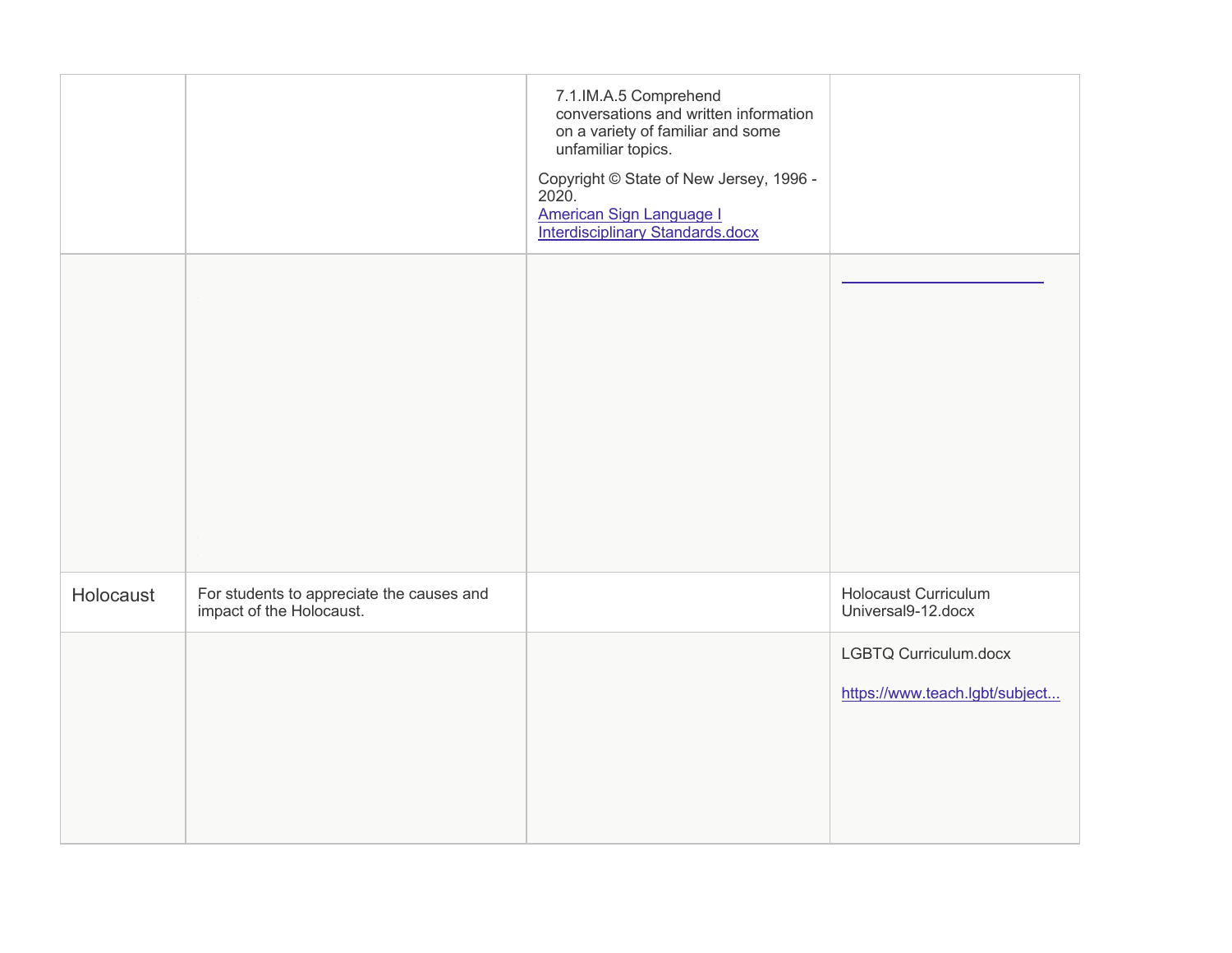| | | | |
|---|---|---|---|
| | | 7.1.IM.A.5 Comprehend conversations and written information on a variety of familiar and some unfamiliar topics.<br><br>Copyright © State of New Jersey, 1996 - 2020.<br>American Sign Language I Interdisciplinary Standards.docx | |
| | | | |
| Holocaust | For students to appreciate the causes and impact of the Holocaust. | | Holocaust Curriculum Universal9-12.docx |
| | | | LGBTQ Curriculum.docx<br><br>https://www.teach.lgbt/subject... |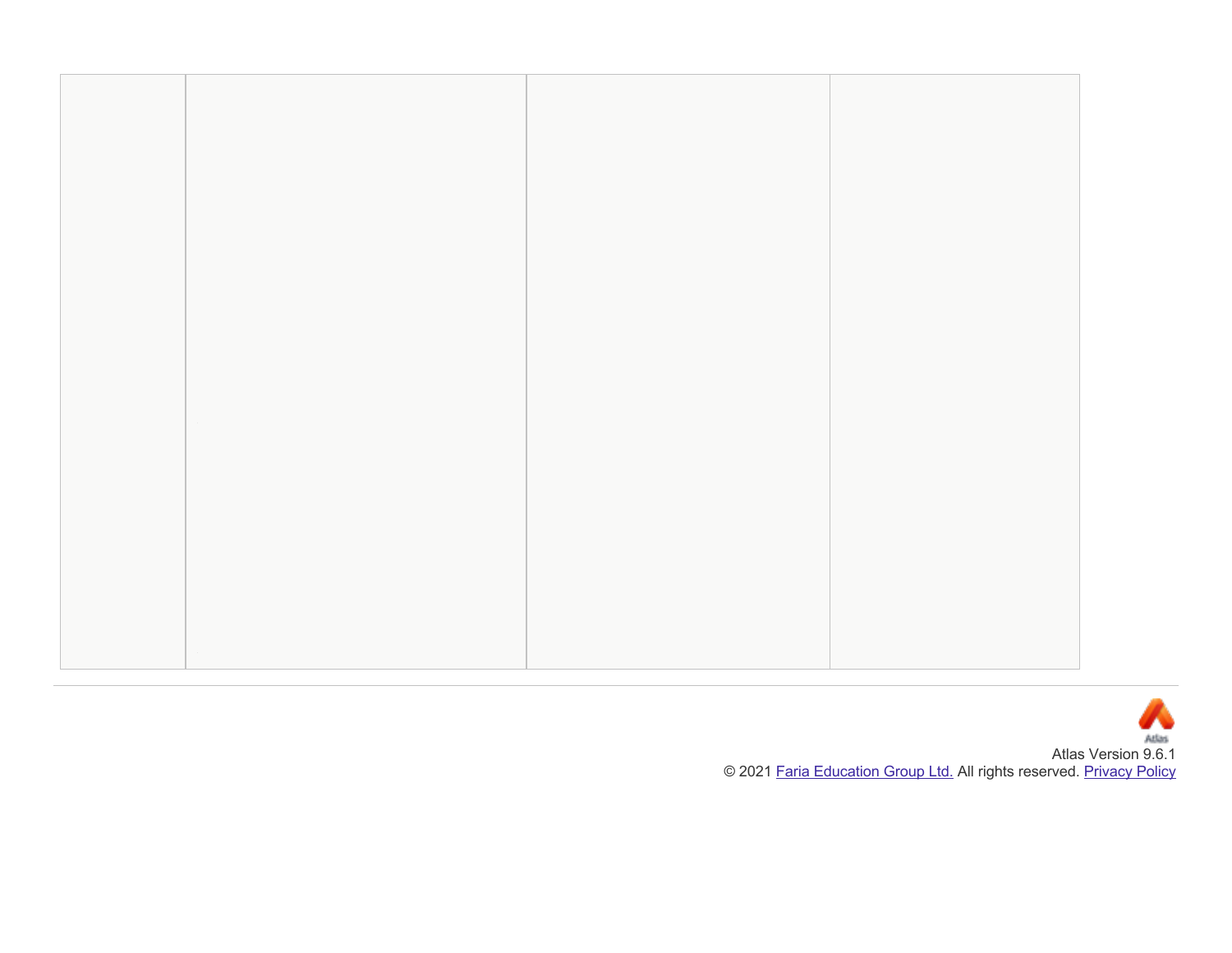Atlas Version 9.6.1

© 2021 Faria Education Group Ltd. All rights reserved. Privacy Policy